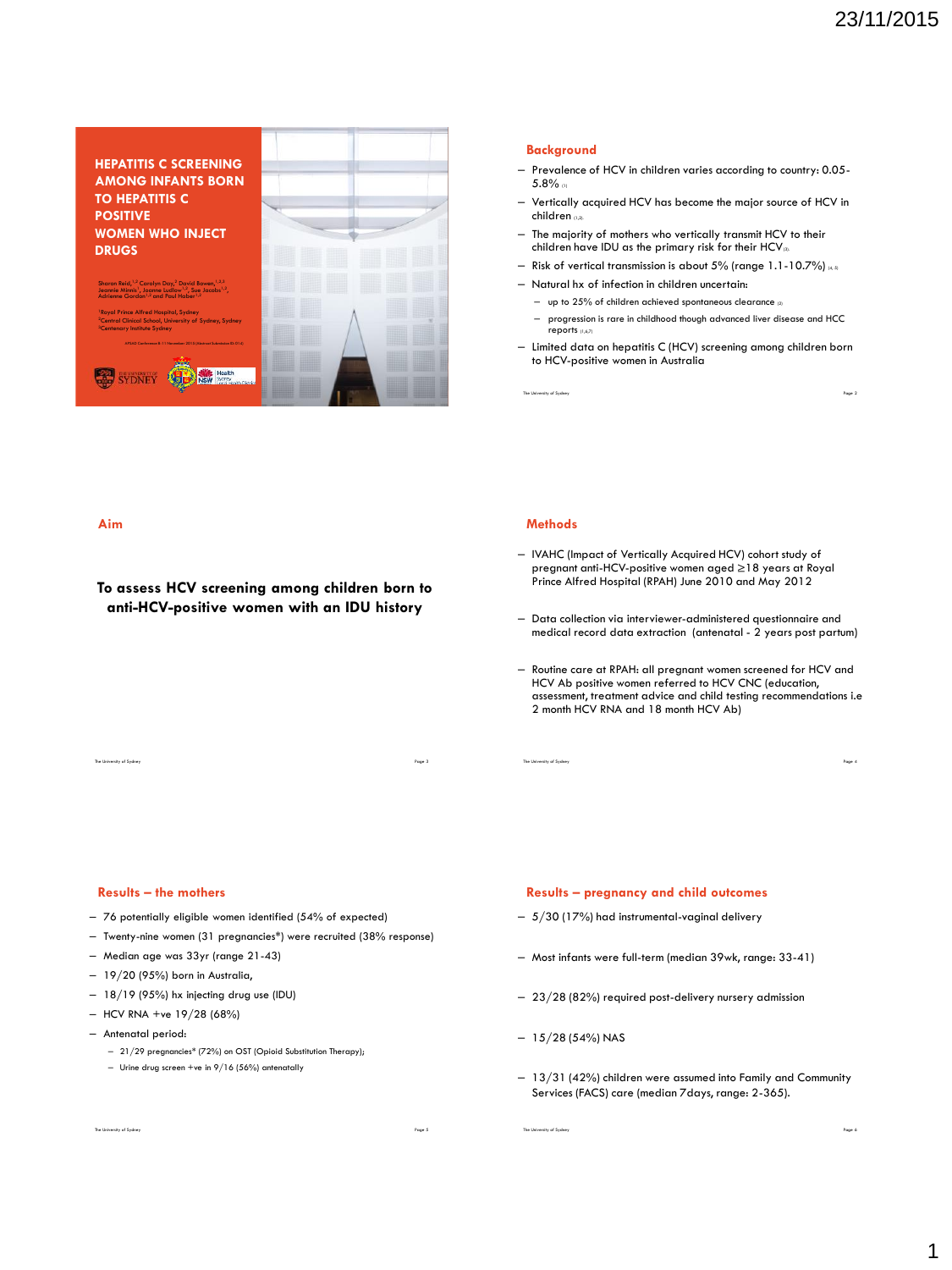# HEPATITIS C SCREENING AMONG INFANTS BORN TO HEPATITIS C POSITIVE WOMEN WHO INJECT DRUGS

Sharon Reid,[1,2] Carolyn Day,[2] David Bowen,[1,2,3] Jeannie Minnis[1], Joanne Ludlow[1,2], Sue Jacobs[1,2], Adrienne Gordon[1,2] and Paul Haber[1,2]

[1]Royal Prince Alfred Hospital, Sydney
[2]Central Clinical School, University of Sydney, Sydney
[3]Centenary Institute Sydney

APSAD Conference 8-11 November 2015 (Abstract Submission ID: 014)

## Background

- Prevalence of HCV in children varies according to country: 0.05-5.8% (1)
- Vertically acquired HCV has become the major source of HCV in children (1,2)
- The majority of mothers who vertically transmit HCV to their children have IDU as the primary risk for their HCV (3)
- Risk of vertical transmission is about 5% (range 1.1-10.7%) (4,5)
- Natural hx of infection in children uncertain:
  - up to 25% of children achieved spontaneous clearance (2)
  - progression is rare in childhood though advanced liver disease and HCC reports (1,6,7)
- Limited data on hepatitis C (HCV) screening among children born to HCV-positive women in Australia

## Aim

**To assess HCV screening among children born to anti-HCV-positive women with an IDU history**

## Methods

- IVAHC (Impact of Vertically Acquired HCV) cohort study of pregnant anti-HCV-positive women aged ≥18 years at Royal Prince Alfred Hospital (RPAH) June 2010 and May 2012
- Data collection via interviewer-administered questionnaire and medical record data extraction (antenatal - 2 years post partum)
- Routine care at RPAH: all pregnant women screened for HCV and HCV Ab positive women referred to HCV CNC (education, assessment, treatment advice and child testing recommendations i.e 2 month HCV RNA and 18 month HCV Ab)

## Results – the mothers

- 76 potentially eligible women identified (54% of expected)
- Twenty-nine women (31 pregnancies*) were recruited (38% response)
- Median age was 33yr (range 21-43)
- 19/20 (95%) born in Australia,
- 18/19 (95%) hx injecting drug use (IDU)
- HCV RNA +ve 19/28 (68%)
- Antenatal period:
  - 21/29 pregnancies* (72%) on OST (Opioid Substitution Therapy);
  - Urine drug screen +ve in 9/16 (56%) antenatally

## Results – pregnancy and child outcomes

- 5/30 (17%) had instrumental-vaginal delivery
- Most infants were full-term (median 39wk, range: 33-41)
- 23/28 (82%) required post-delivery nursery admission
- 15/28 (54%) NAS
- 13/31 (42%) children were assumed into Family and Community Services (FACS) care (median 7days, range: 2-365).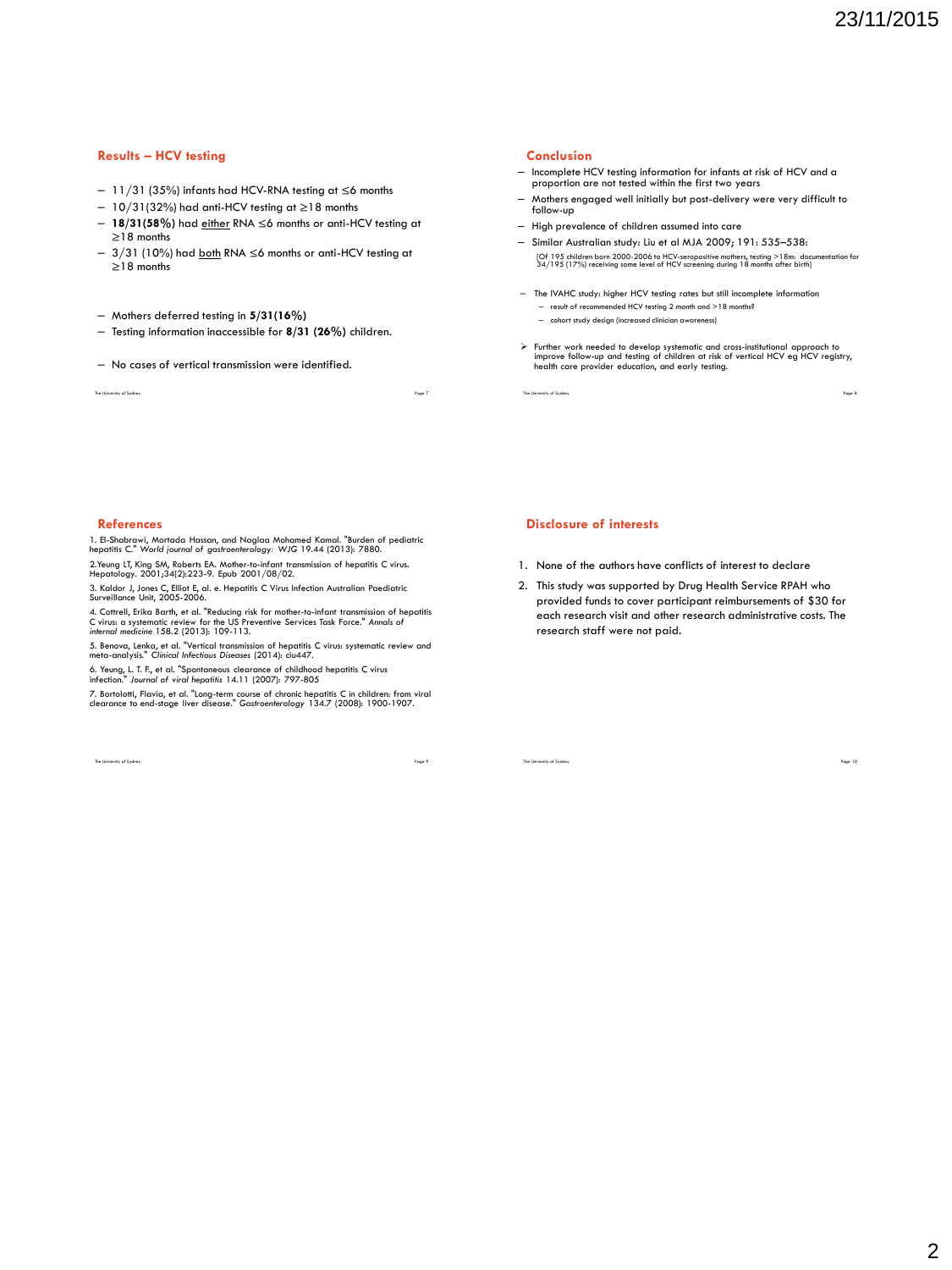## Results – HCV testing

- 11/31 (35%) infants had HCV-RNA testing at ≤6 months
- 10/31(32%) had anti-HCV testing at ≥18 months
- **18/31(58%)** had either RNA ≤6 months or anti-HCV testing at ≥18 months
- 3/31 (10%) had both RNA ≤6 months or anti-HCV testing at ≥18 months

- Mothers deferred testing in **5/31(16%)**
- Testing information inaccessible for **8/31 (26%)** children.

- No cases of vertical transmission were identified.

## Conclusion

- Incomplete HCV testing information for infants at risk of HCV and a proportion are not tested within the first two years
- Mothers engaged well initially but post-delivery were very difficult to follow-up
- High prevalence of children assumed into care
- Similar Australian study: Liu et al MJA 2009; 191: 535–538:
  [Of 195 children born 2000-2006 to HCV-seropositive mothers, testing >18m: documentation for 34/195 (17%) receiving some level of HCV screening during 18 months after birth]

- The IVAHC study: higher HCV testing rates but still incomplete information
  - result of recommended HCV testing 2 month and >18 months?
  - cohort study design (increased clinician awareness)

➢ Further work needed to develop systematic and cross-institutional approach to improve follow-up and testing of children at risk of vertical HCV eg HCV registry, health care provider education, and early testing.

## References

1. El-Shabrawi, Mortada Hassan, and Naglaa Mohamed Kamal. "Burden of pediatric hepatitis C." *World journal of gastroenterology: WJG* 19.44 (2013): 7880.

2. Yeung LT, King SM, Roberts EA. Mother-to-infant transmission of hepatitis C virus. Hepatology. 2001;34(2):223-9. Epub 2001/08/02.

3. Kaldor J, Jones C, Elliot E, al. e. Hepatitis C Virus Infection Australian Paediatric Surveillance Unit, 2005-2006.

4. Cottrell, Erika Barth, et al. "Reducing risk for mother-to-infant transmission of hepatitis C virus: a systematic review for the US Preventive Services Task Force." *Annals of internal medicine* 158.2 (2013): 109-113.

5. Benova, Lenka, et al. "Vertical transmission of hepatitis C virus: systematic review and meta-analysis." *Clinical Infectious Diseases* (2014): ciu447.

6. Yeung, L. T. F., et al. "Spontaneous clearance of childhood hepatitis C virus infection." *Journal of viral hepatitis* 14.11 (2007): 797-805

7. Bortolotti, Flavia, et al. "Long-term course of chronic hepatitis C in children: from viral clearance to end-stage liver disease." *Gastroenterology* 134.7 (2008): 1900-1907.

## Disclosure of interests

1. None of the authors have conflicts of interest to declare
2. This study was supported by Drug Health Service RPAH who provided funds to cover participant reimbursements of $30 for each research visit and other research administrative costs. The research staff were not paid.